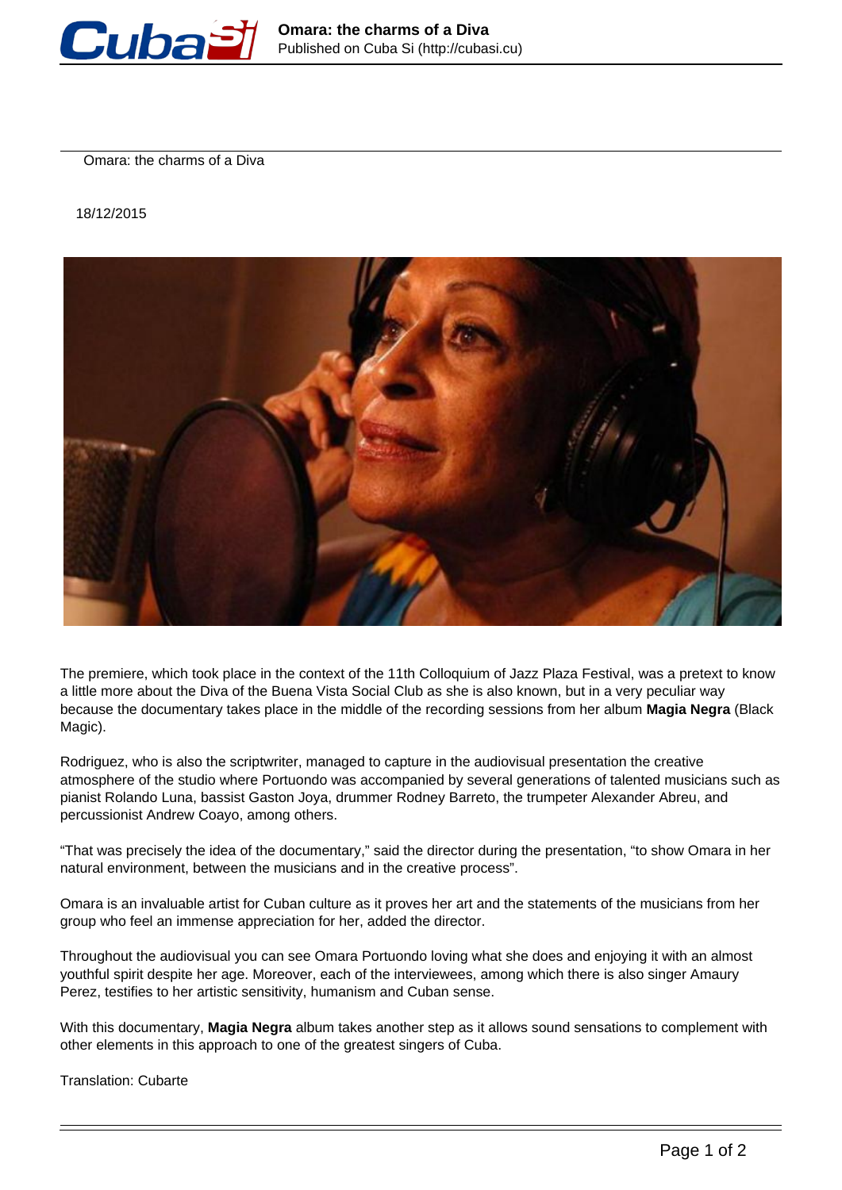# Omara: the charms of a Diva

18/12/2015

The premiere, which took place in the context of the 11th Colloquium of Jazz Plaza Festival, was a pretext to know a little more about the Diva of the Buena Vista Social Club as she is also known, but in a very peculiar way because the documentary takes place in the middle of the recording sessions from her album **Magia Negra** (Black Magic).

Rodriguez, who is also the scriptwriter, managed to capture in the audiovisual presentation the creative atmosphere of the studio where Portuondo was accompanied by several generations of talented musicians such as pianist Rolando Luna, bassist Gaston Joya, drummer Rodney Barreto, the trumpeter Alexander Abreu, and percussionist Andrew Coayo, among others.

“That was precisely the idea of the documentary,” said the director during the presentation, “to show Omara in her natural environment, between the musicians and in the creative process”.

Omara is an invaluable artist for Cuban culture as it proves her art and the statements of the musicians from her group who feel an immense appreciation for her, added the director.

Throughout the audiovisual you can see Omara Portuondo loving what she does and enjoying it with an almost youthful spirit despite her age. Moreover, each of the interviewees, among which there is also singer Amaury Perez, testifies to her artistic sensitivity, humanism and Cuban sense.

With this documentary, **Magia Negra** album takes another step as it allows sound sensations to complement with other elements in this approach to one of the greatest singers of Cuba.

Translation: Cubarte